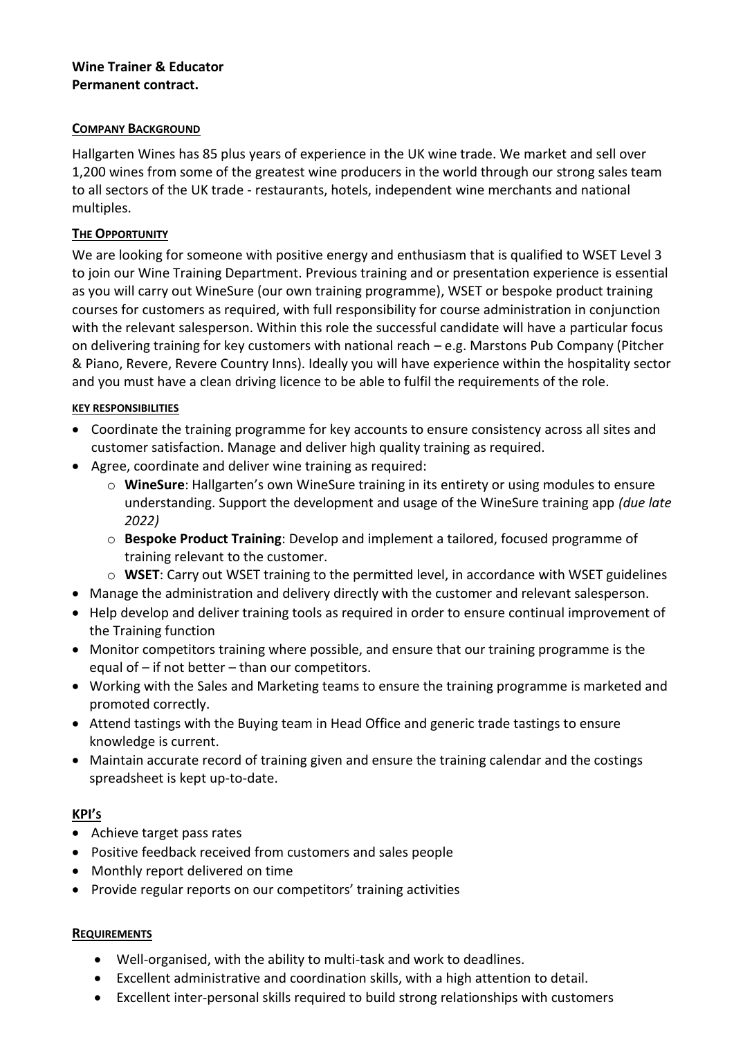**Wine Trainer & Educator**
**Permanent contract.**

## COMPANY BACKGROUND

Hallgarten Wines has 85 plus years of experience in the UK wine trade. We market and sell over 1,200 wines from some of the greatest wine producers in the world through our strong sales team to all sectors of the UK trade - restaurants, hotels, independent wine merchants and national multiples.

## THE OPPORTUNITY

We are looking for someone with positive energy and enthusiasm that is qualified to WSET Level 3 to join our Wine Training Department. Previous training and or presentation experience is essential as you will carry out WineSure (our own training programme), WSET or bespoke product training courses for customers as required, with full responsibility for course administration in conjunction with the relevant salesperson. Within this role the successful candidate will have a particular focus on delivering training for key customers with national reach – e.g. Marstons Pub Company (Pitcher & Piano, Revere, Revere Country Inns). Ideally you will have experience within the hospitality sector and you must have a clean driving licence to be able to fulfil the requirements of the role.

### KEY RESPONSIBILITIES

- Coordinate the training programme for key accounts to ensure consistency across all sites and customer satisfaction. Manage and deliver high quality training as required.
- Agree, coordinate and deliver wine training as required:
  - **WineSure**: Hallgarten's own WineSure training in its entirety or using modules to ensure understanding. Support the development and usage of the WineSure training app *(due late 2022)*
  - **Bespoke Product Training**: Develop and implement a tailored, focused programme of training relevant to the customer.
  - **WSET**: Carry out WSET training to the permitted level, in accordance with WSET guidelines
- Manage the administration and delivery directly with the customer and relevant salesperson.
- Help develop and deliver training tools as required in order to ensure continual improvement of the Training function
- Monitor competitors training where possible, and ensure that our training programme is the equal of – if not better – than our competitors.
- Working with the Sales and Marketing teams to ensure the training programme is marketed and promoted correctly.
- Attend tastings with the Buying team in Head Office and generic trade tastings to ensure knowledge is current.
- Maintain accurate record of training given and ensure the training calendar and the costings spreadsheet is kept up-to-date.

## KPI'S

- Achieve target pass rates
- Positive feedback received from customers and sales people
- Monthly report delivered on time
- Provide regular reports on our competitors' training activities

## REQUIREMENTS

- Well-organised, with the ability to multi-task and work to deadlines.
- Excellent administrative and coordination skills, with a high attention to detail.
- Excellent inter-personal skills required to build strong relationships with customers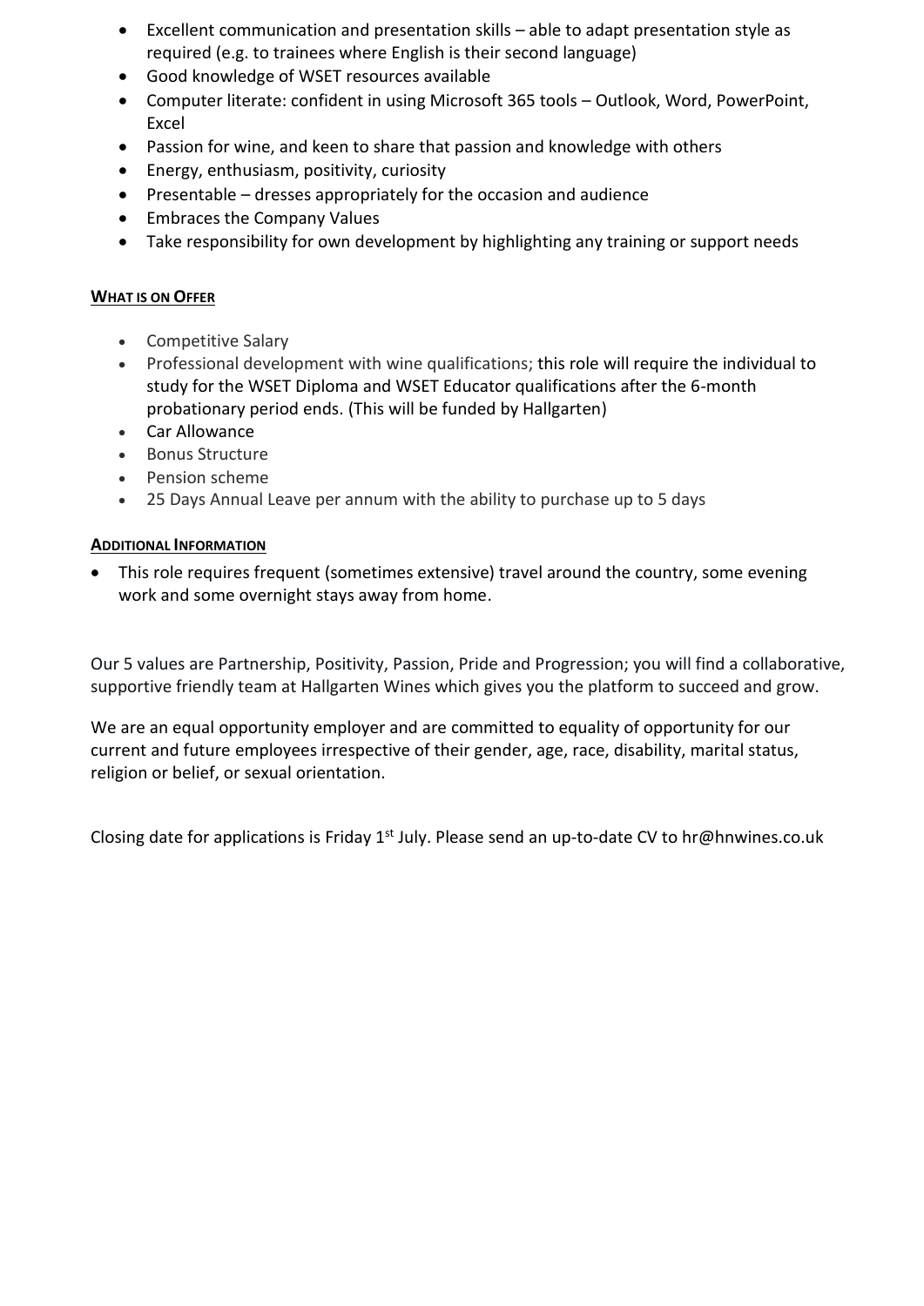- Excellent communication and presentation skills – able to adapt presentation style as required (e.g. to trainees where English is their second language)
- Good knowledge of WSET resources available
- Computer literate: confident in using Microsoft 365 tools – Outlook, Word, PowerPoint, Excel
- Passion for wine, and keen to share that passion and knowledge with others
- Energy, enthusiasm, positivity, curiosity
- Presentable – dresses appropriately for the occasion and audience
- Embraces the Company Values
- Take responsibility for own development by highlighting any training or support needs

**WHAT IS ON OFFER**

- Competitive Salary
- Professional development with wine qualifications; this role will require the individual to study for the WSET Diploma and WSET Educator qualifications after the 6-month probationary period ends. (This will be funded by Hallgarten)
- Car Allowance
- Bonus Structure
- Pension scheme
- 25 Days Annual Leave per annum with the ability to purchase up to 5 days

**ADDITIONAL INFORMATION**

- This role requires frequent (sometimes extensive) travel around the country, some evening work and some overnight stays away from home.

Our 5 values are Partnership, Positivity, Passion, Pride and Progression; you will find a collaborative, supportive friendly team at Hallgarten Wines which gives you the platform to succeed and grow.

We are an equal opportunity employer and are committed to equality of opportunity for our current and future employees irrespective of their gender, age, race, disability, marital status, religion or belief, or sexual orientation.

Closing date for applications is Friday 1st July. Please send an up-to-date CV to hr@hnwines.co.uk